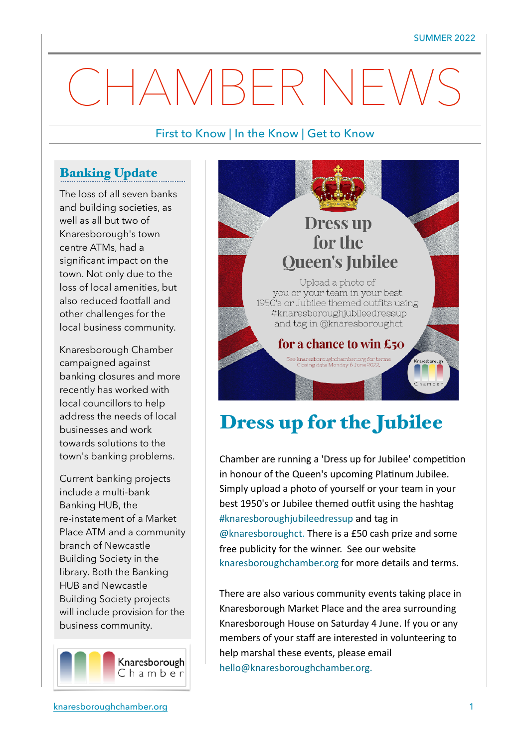SUMMER 2022

# CHAMBER NEWS

First to Know | In the Know | Get to Know

## Banking Update

The loss of all seven banks and building societies, as well as all but two of Knaresborough's town centre ATMs, had a significant impact on the town. Not only due to the loss of local amenities, but also reduced footfall and other challenges for the local business community.

Knaresborough Chamber campaigned against banking closures and more recently has worked with local councillors to help address the needs of local businesses and work towards solutions to the town's banking problems.

Current banking projects include a multi-bank Banking HUB, the re-instatement of a Market Place ATM and a community branch of Newcastle Building Society in the library. Both the Banking HUB and Newcastle Building Society projects will include provision for the business community.

Knaresborough Chamber

Dress up for the Queen's Jubilee

Upload a photo of you or your team in your best 1950's or Jubilee themed outfits using #knaresboroughjubileedressup and tag in @knaresboroughct

for a chance to win £50

See knaresboroughchamber.org for terms
Closing date Monday 6 June 2022.

## Dress up for the Jubilee

Chamber are running a 'Dress up for Jubilee' competition in honour of the Queen's upcoming Platinum Jubilee. Simply upload a photo of yourself or your team in your best 1950's or Jubilee themed outfit using the hashtag #knaresboroughjubileedressup and tag in @knaresboroughct. There is a £50 cash prize and some free publicity for the winner. See our website knaresboroughchamber.org for more details and terms.

There are also various community events taking place in Knaresborough Market Place and the area surrounding Knaresborough House on Saturday 4 June. If you or any members of your staff are interested in volunteering to help marshal these events, please email hello@knaresboroughchamber.org.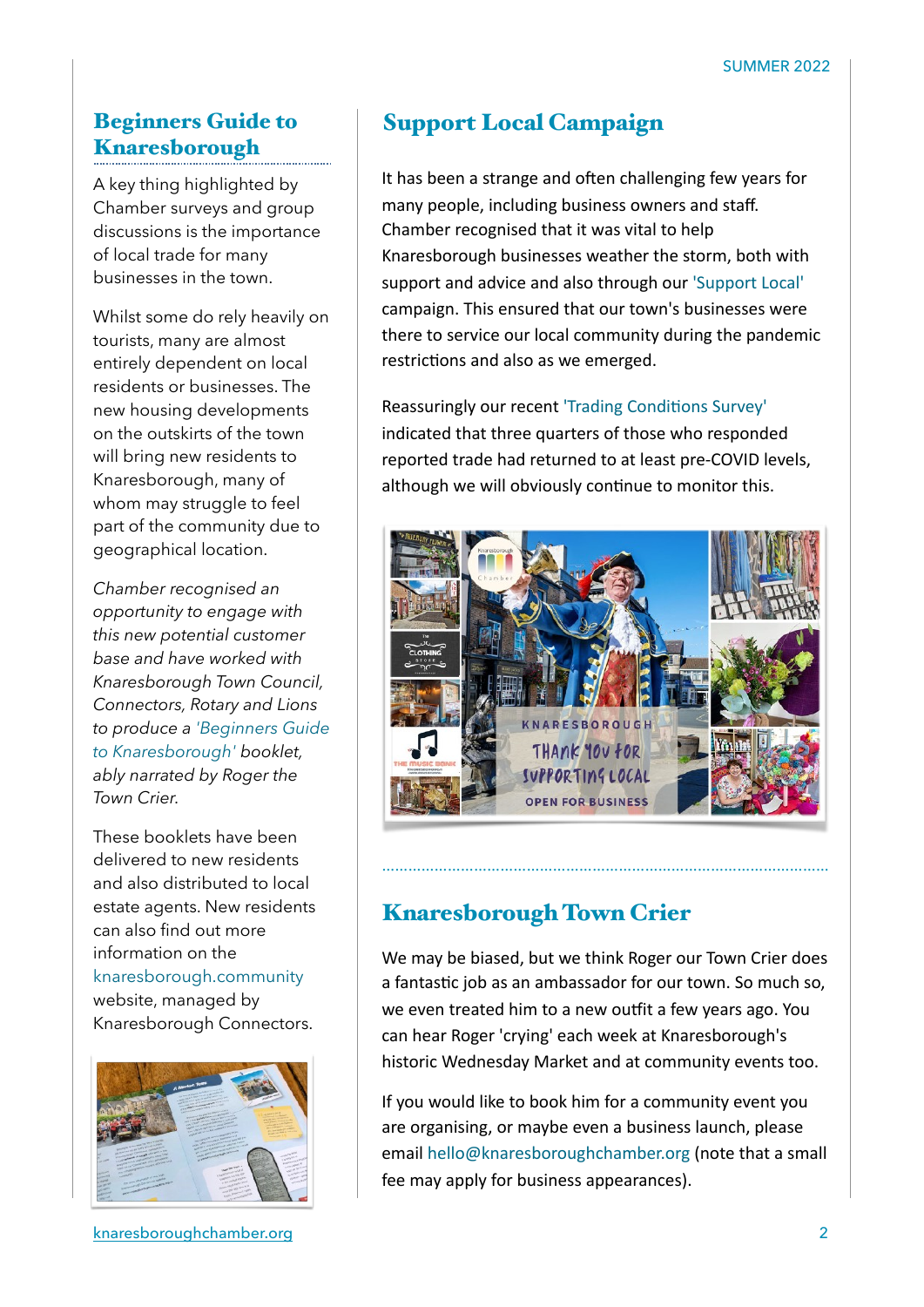## Beginners Guide to Knaresborough

A key thing highlighted by Chamber surveys and group discussions is the importance of local trade for many businesses in the town.

Whilst some do rely heavily on tourists, many are almost entirely dependent on local residents or businesses. The new housing developments on the outskirts of the town will bring new residents to Knaresborough, many of whom may struggle to feel part of the community due to geographical location.

*Chamber recognised an opportunity to engage with this new potential customer base and have worked with Knaresborough Town Council, Connectors, Rotary and Lions to produce a 'Beginners Guide to Knaresborough' booklet, ably narrated by Roger the Town Crier.*

These booklets have been delivered to new residents and also distributed to local estate agents. New residents can also find out more information on the knaresborough.community website, managed by Knaresborough Connectors.

## Support Local Campaign

It has been a strange and often challenging few years for many people, including business owners and staff. Chamber recognised that it was vital to help Knaresborough businesses weather the storm, both with support and advice and also through our 'Support Local' campaign. This ensured that our town's businesses were there to service our local community during the pandemic restrictions and also as we emerged.

Reassuringly our recent 'Trading Conditions Survey' indicated that three quarters of those who responded reported trade had returned to at least pre-COVID levels, although we will obviously continue to monitor this.

## Knaresborough Town Crier

We may be biased, but we think Roger our Town Crier does a fantastic job as an ambassador for our town. So much so, we even treated him to a new outfit a few years ago. You can hear Roger 'crying' each week at Knaresborough's historic Wednesday Market and at community events too.

If you would like to book him for a community event you are organising, or maybe even a business launch, please email hello@knaresboroughchamber.org (note that a small fee may apply for business appearances).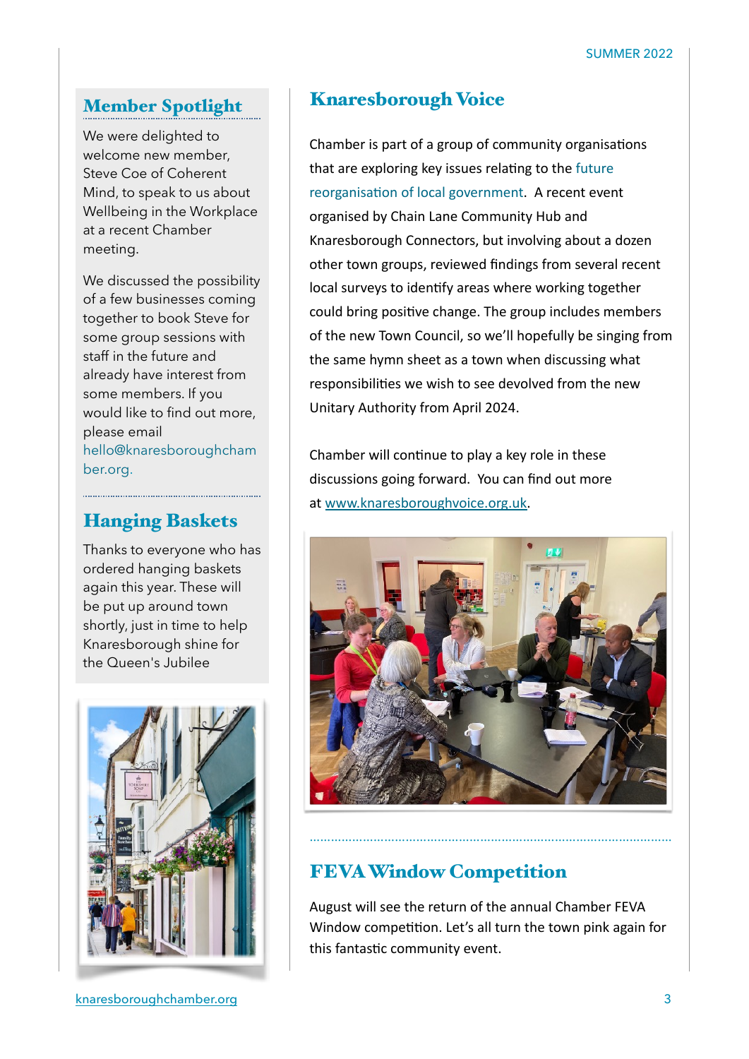## Member Spotlight

We were delighted to welcome new member, Steve Coe of Coherent Mind, to speak to us about Wellbeing in the Workplace at a recent Chamber meeting.

We discussed the possibility of a few businesses coming together to book Steve for some group sessions with staff in the future and already have interest from some members. If you would like to find out more, please email hello@knaresboroughchamber.org.

## Hanging Baskets

Thanks to everyone who has ordered hanging baskets again this year. These will be put up around town shortly, just in time to help Knaresborough shine for the Queen's Jubilee

## Knaresborough Voice

Chamber is part of a group of community organisations that are exploring key issues relating to the future reorganisation of local government. A recent event organised by Chain Lane Community Hub and Knaresborough Connectors, but involving about a dozen other town groups, reviewed findings from several recent local surveys to identify areas where working together could bring positive change. The group includes members of the new Town Council, so we'll hopefully be singing from the same hymn sheet as a town when discussing what responsibilities we wish to see devolved from the new Unitary Authority from April 2024.

Chamber will continue to play a key role in these discussions going forward. You can find out more at www.knaresboroughvoice.org.uk.

## FEVA Window Competition

August will see the return of the annual Chamber FEVA Window competition. Let's all turn the town pink again for this fantastic community event.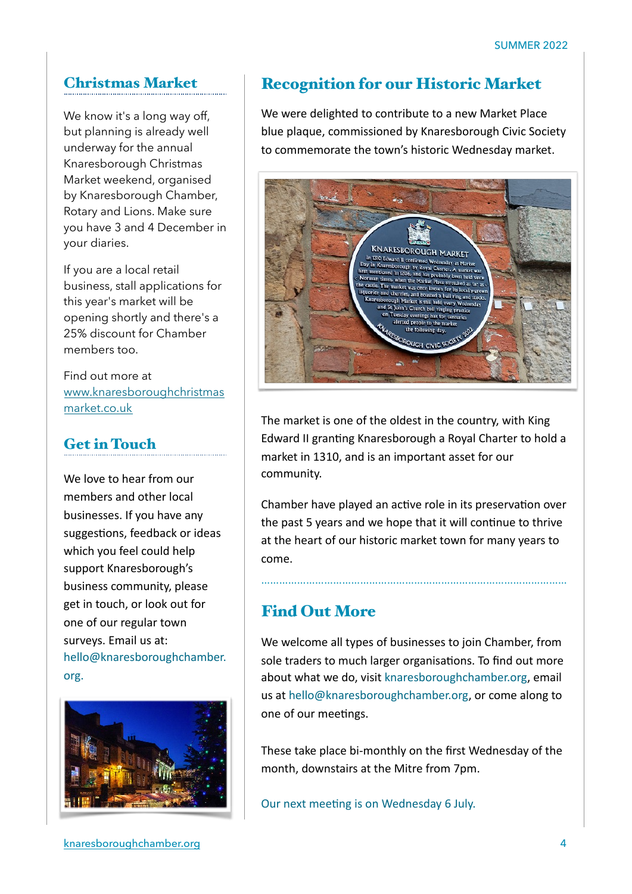## Christmas Market

We know it's a long way off, but planning is already well underway for the annual Knaresborough Christmas Market weekend, organised by Knaresborough Chamber, Rotary and Lions. Make sure you have 3 and 4 December in your diaries.

If you are a local retail business, stall applications for this year's market will be opening shortly and there's a 25% discount for Chamber members too.

Find out more at [www.knaresboroughchristmasmarket.co.uk](www.knaresboroughchristmasmarket.co.uk)

## Get in Touch

We love to hear from our members and other local businesses. If you have any suggestions, feedback or ideas which you feel could help support Knaresborough's business community, please get in touch, or look out for one of our regular town surveys. Email us at: hello@knaresboroughchamber.org.

## Recognition for our Historic Market

We were delighted to contribute to a new Market Place blue plaque, commissioned by Knaresborough Civic Society to commemorate the town's historic Wednesday market.

The market is one of the oldest in the country, with King Edward II granting Knaresborough a Royal Charter to hold a market in 1310, and is an important asset for our community.

Chamber have played an active role in its preservation over the past 5 years and we hope that it will continue to thrive at the heart of our historic market town for many years to come.

## Find Out More

We welcome all types of businesses to join Chamber, from sole traders to much larger organisations. To find out more about what we do, visit knaresboroughchamber.org, email us at hello@knaresboroughchamber.org, or come along to one of our meetings.

These take place bi-monthly on the first Wednesday of the month, downstairs at the Mitre from 7pm.

Our next meeting is on Wednesday 6 July.